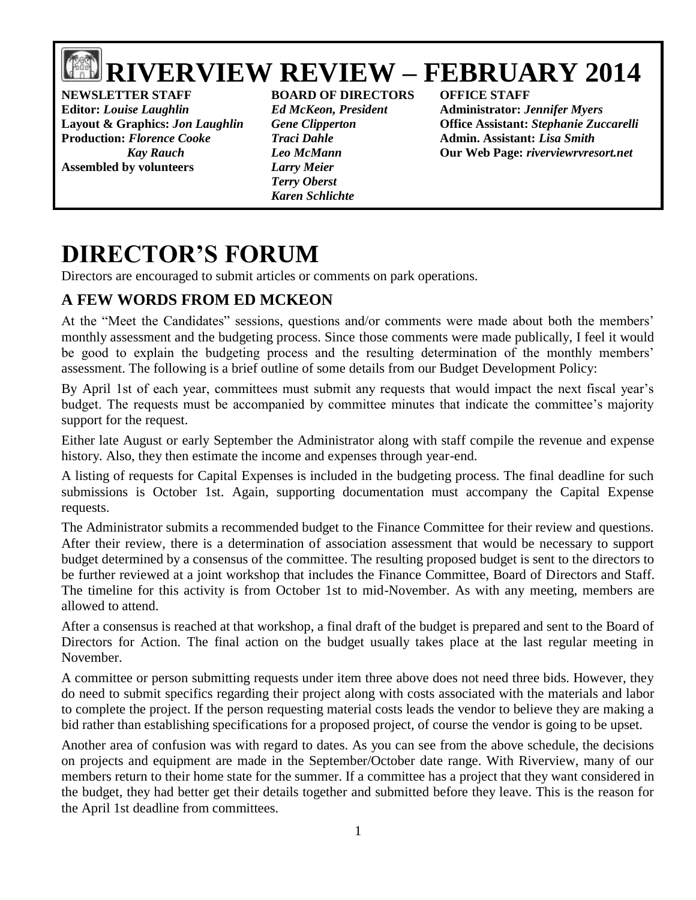# RIVERVIEW REVIEW – FEBRUARY 2014

**NEWSLETTER STAFF**
**Editor:** *Louise Laughlin*
**Layout & Graphics:** *Jon Laughlin*
**Production:** *Florence Cooke*
*Kay Rauch*
**Assembled by volunteers**

**BOARD OF DIRECTORS**
*Ed McKeon, President*
*Gene Clipperton*
*Traci Dahle*
*Leo McMann*
*Larry Meier*
*Terry Oberst*
*Karen Schlichte*

**OFFICE STAFF**
**Administrator:** *Jennifer Myers*
**Office Assistant:** *Stephanie Zuccarelli*
**Admin. Assistant:** *Lisa Smith*
**Our Web Page:** *riverviewrvresort.net*

# DIRECTOR'S FORUM

Directors are encouraged to submit articles or comments on park operations.

## A FEW WORDS FROM ED MCKEON

At the "Meet the Candidates" sessions, questions and/or comments were made about both the members' monthly assessment and the budgeting process. Since those comments were made publically, I feel it would be good to explain the budgeting process and the resulting determination of the monthly members' assessment. The following is a brief outline of some details from our Budget Development Policy:

By April 1st of each year, committees must submit any requests that would impact the next fiscal year's budget. The requests must be accompanied by committee minutes that indicate the committee's majority support for the request.

Either late August or early September the Administrator along with staff compile the revenue and expense history. Also, they then estimate the income and expenses through year-end.

A listing of requests for Capital Expenses is included in the budgeting process. The final deadline for such submissions is October 1st. Again, supporting documentation must accompany the Capital Expense requests.

The Administrator submits a recommended budget to the Finance Committee for their review and questions. After their review, there is a determination of association assessment that would be necessary to support budget determined by a consensus of the committee. The resulting proposed budget is sent to the directors to be further reviewed at a joint workshop that includes the Finance Committee, Board of Directors and Staff. The timeline for this activity is from October 1st to mid-November. As with any meeting, members are allowed to attend.

After a consensus is reached at that workshop, a final draft of the budget is prepared and sent to the Board of Directors for Action. The final action on the budget usually takes place at the last regular meeting in November.

A committee or person submitting requests under item three above does not need three bids. However, they do need to submit specifics regarding their project along with costs associated with the materials and labor to complete the project. If the person requesting material costs leads the vendor to believe they are making a bid rather than establishing specifications for a proposed project, of course the vendor is going to be upset.

Another area of confusion was with regard to dates. As you can see from the above schedule, the decisions on projects and equipment are made in the September/October date range. With Riverview, many of our members return to their home state for the summer. If a committee has a project that they want considered in the budget, they had better get their details together and submitted before they leave. This is the reason for the April 1st deadline from committees.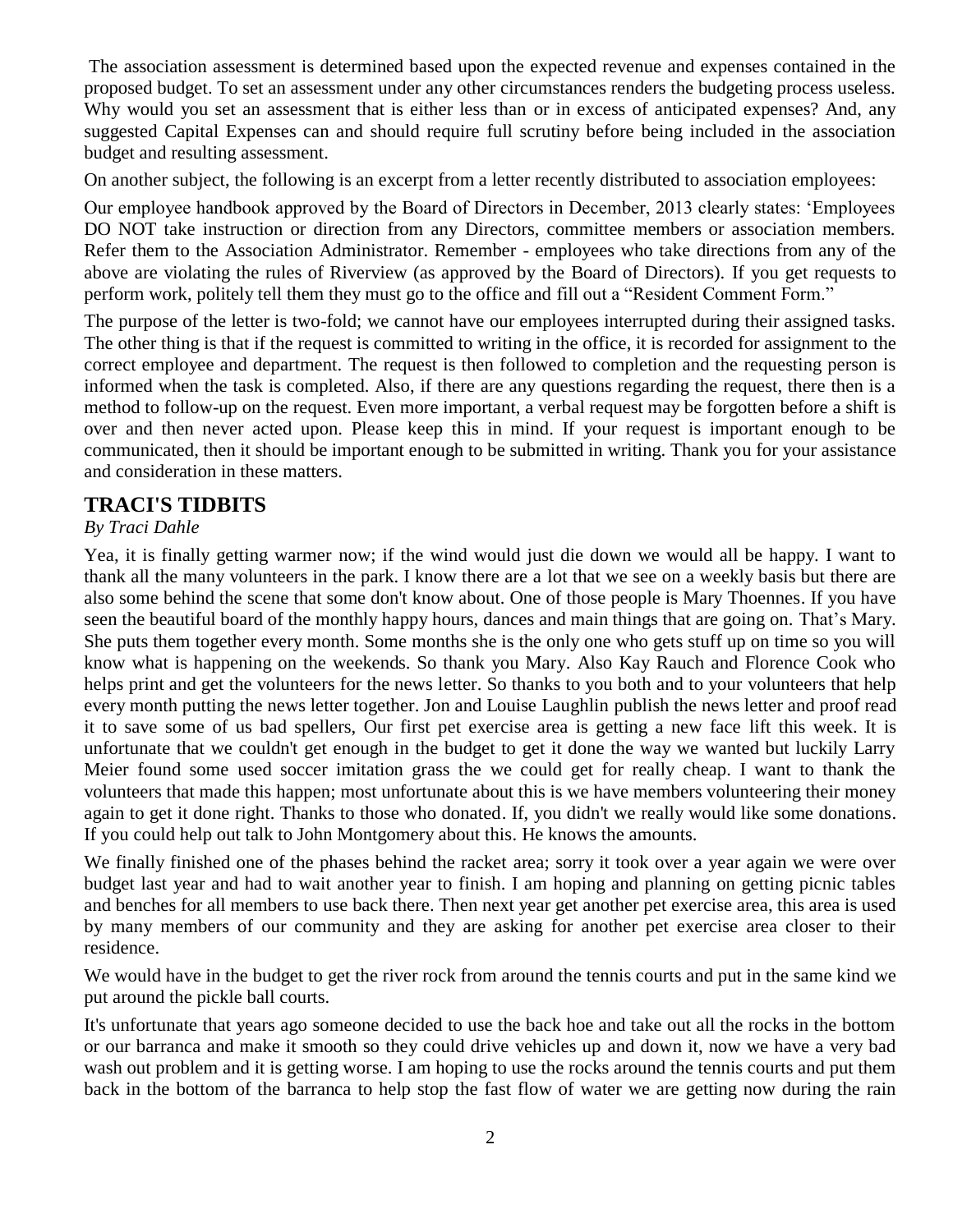The association assessment is determined based upon the expected revenue and expenses contained in the proposed budget. To set an assessment under any other circumstances renders the budgeting process useless. Why would you set an assessment that is either less than or in excess of anticipated expenses? And, any suggested Capital Expenses can and should require full scrutiny before being included in the association budget and resulting assessment.

On another subject, the following is an excerpt from a letter recently distributed to association employees:

Our employee handbook approved by the Board of Directors in December, 2013 clearly states: 'Employees DO NOT take instruction or direction from any Directors, committee members or association members. Refer them to the Association Administrator. Remember - employees who take directions from any of the above are violating the rules of Riverview (as approved by the Board of Directors). If you get requests to perform work, politely tell them they must go to the office and fill out a "Resident Comment Form."

The purpose of the letter is two-fold; we cannot have our employees interrupted during their assigned tasks. The other thing is that if the request is committed to writing in the office, it is recorded for assignment to the correct employee and department. The request is then followed to completion and the requesting person is informed when the task is completed. Also, if there are any questions regarding the request, there then is a method to follow-up on the request. Even more important, a verbal request may be forgotten before a shift is over and then never acted upon. Please keep this in mind. If your request is important enough to be communicated, then it should be important enough to be submitted in writing. Thank you for your assistance and consideration in these matters.

## TRACI'S TIDBITS

*By Traci Dahle*

Yea, it is finally getting warmer now; if the wind would just die down we would all be happy. I want to thank all the many volunteers in the park. I know there are a lot that we see on a weekly basis but there are also some behind the scene that some don't know about. One of those people is Mary Thoennes. If you have seen the beautiful board of the monthly happy hours, dances and main things that are going on. That's Mary. She puts them together every month. Some months she is the only one who gets stuff up on time so you will know what is happening on the weekends. So thank you Mary. Also Kay Rauch and Florence Cook who helps print and get the volunteers for the news letter. So thanks to you both and to your volunteers that help every month putting the news letter together. Jon and Louise Laughlin publish the news letter and proof read it to save some of us bad spellers, Our first pet exercise area is getting a new face lift this week. It is unfortunate that we couldn't get enough in the budget to get it done the way we wanted but luckily Larry Meier found some used soccer imitation grass the we could get for really cheap. I want to thank the volunteers that made this happen; most unfortunate about this is we have members volunteering their money again to get it done right. Thanks to those who donated. If, you didn't we really would like some donations. If you could help out talk to John Montgomery about this. He knows the amounts.

We finally finished one of the phases behind the racket area; sorry it took over a year again we were over budget last year and had to wait another year to finish. I am hoping and planning on getting picnic tables and benches for all members to use back there. Then next year get another pet exercise area, this area is used by many members of our community and they are asking for another pet exercise area closer to their residence.

We would have in the budget to get the river rock from around the tennis courts and put in the same kind we put around the pickle ball courts.

It's unfortunate that years ago someone decided to use the back hoe and take out all the rocks in the bottom or our barranca and make it smooth so they could drive vehicles up and down it, now we have a very bad wash out problem and it is getting worse. I am hoping to use the rocks around the tennis courts and put them back in the bottom of the barranca to help stop the fast flow of water we are getting now during the rain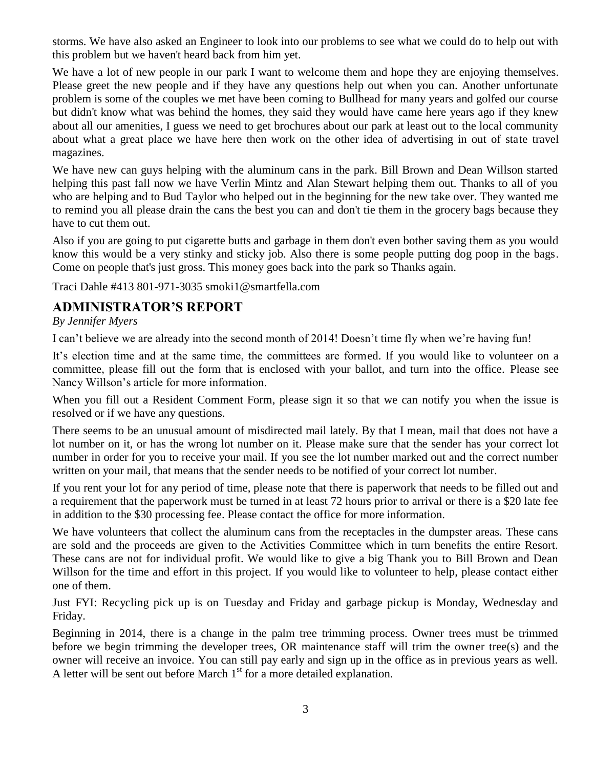storms. We have also asked an Engineer to look into our problems to see what we could do to help out with this problem but we haven't heard back from him yet.

We have a lot of new people in our park I want to welcome them and hope they are enjoying themselves. Please greet the new people and if they have any questions help out when you can. Another unfortunate problem is some of the couples we met have been coming to Bullhead for many years and golfed our course but didn't know what was behind the homes, they said they would have came here years ago if they knew about all our amenities, I guess we need to get brochures about our park at least out to the local community about what a great place we have here then work on the other idea of advertising in out of state travel magazines.

We have new can guys helping with the aluminum cans in the park. Bill Brown and Dean Willson started helping this past fall now we have Verlin Mintz and Alan Stewart helping them out. Thanks to all of you who are helping and to Bud Taylor who helped out in the beginning for the new take over. They wanted me to remind you all please drain the cans the best you can and don't tie them in the grocery bags because they have to cut them out.

Also if you are going to put cigarette butts and garbage in them don't even bother saving them as you would know this would be a very stinky and sticky job. Also there is some people putting dog poop in the bags. Come on people that's just gross. This money goes back into the park so Thanks again.

Traci Dahle #413 801-971-3035 smoki1@smartfella.com

## ADMINISTRATOR'S REPORT

*By Jennifer Myers*

I can't believe we are already into the second month of 2014! Doesn't time fly when we're having fun!

It's election time and at the same time, the committees are formed. If you would like to volunteer on a committee, please fill out the form that is enclosed with your ballot, and turn into the office. Please see Nancy Willson's article for more information.

When you fill out a Resident Comment Form, please sign it so that we can notify you when the issue is resolved or if we have any questions.

There seems to be an unusual amount of misdirected mail lately. By that I mean, mail that does not have a lot number on it, or has the wrong lot number on it. Please make sure that the sender has your correct lot number in order for you to receive your mail. If you see the lot number marked out and the correct number written on your mail, that means that the sender needs to be notified of your correct lot number.

If you rent your lot for any period of time, please note that there is paperwork that needs to be filled out and a requirement that the paperwork must be turned in at least 72 hours prior to arrival or there is a $20 late fee in addition to the $30 processing fee. Please contact the office for more information.

We have volunteers that collect the aluminum cans from the receptacles in the dumpster areas. These cans are sold and the proceeds are given to the Activities Committee which in turn benefits the entire Resort. These cans are not for individual profit. We would like to give a big Thank you to Bill Brown and Dean Willson for the time and effort in this project. If you would like to volunteer to help, please contact either one of them.

Just FYI: Recycling pick up is on Tuesday and Friday and garbage pickup is Monday, Wednesday and Friday.

Beginning in 2014, there is a change in the palm tree trimming process. Owner trees must be trimmed before we begin trimming the developer trees, OR maintenance staff will trim the owner tree(s) and the owner will receive an invoice. You can still pay early and sign up in the office as in previous years as well. A letter will be sent out before March 1st for a more detailed explanation.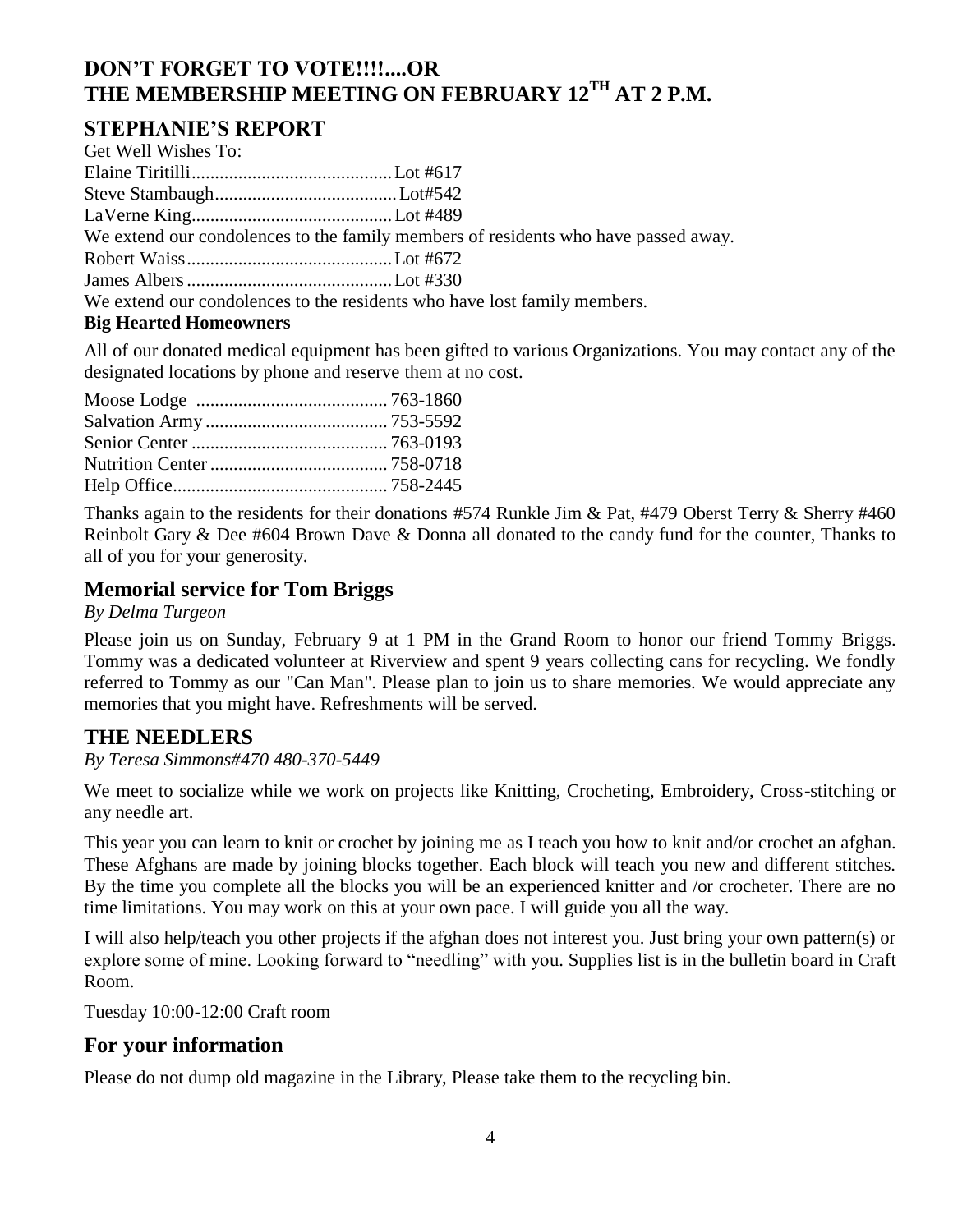## DON'T FORGET TO VOTE!!!!....OR THE MEMBERSHIP MEETING ON FEBRUARY 12TH AT 2 P.M.

## STEPHANIE'S REPORT

Get Well Wishes To:

Elaine Tiritilli........................................... Lot #617
Steve Stambaugh....................................... Lot#542
LaVerne King........................................... Lot #489

We extend our condolences to the family members of residents who have passed away.

Robert Waiss............................................ Lot #672
James Albers............................................ Lot #330

We extend our condolences to the residents who have lost family members.

**Big Hearted Homeowners**

All of our donated medical equipment has been gifted to various Organizations. You may contact any of the designated locations by phone and reserve them at no cost.

Moose Lodge ......................................... 763-1860
Salvation Army ....................................... 753-5592
Senior Center .......................................... 763-0193
Nutrition Center ...................................... 758-0718
Help Office.............................................. 758-2445

Thanks again to the residents for their donations #574 Runkle Jim & Pat, #479 Oberst Terry & Sherry #460 Reinbolt Gary & Dee #604 Brown Dave & Donna all donated to the candy fund for the counter, Thanks to all of you for your generosity.

## Memorial service for Tom Briggs

*By Delma Turgeon*

Please join us on Sunday, February 9 at 1 PM in the Grand Room to honor our friend Tommy Briggs. Tommy was a dedicated volunteer at Riverview and spent 9 years collecting cans for recycling. We fondly referred to Tommy as our "Can Man". Please plan to join us to share memories. We would appreciate any memories that you might have. Refreshments will be served.

## THE NEEDLERS

*By Teresa Simmons#470 480-370-5449*

We meet to socialize while we work on projects like Knitting, Crocheting, Embroidery, Cross-stitching or any needle art.

This year you can learn to knit or crochet by joining me as I teach you how to knit and/or crochet an afghan. These Afghans are made by joining blocks together. Each block will teach you new and different stitches. By the time you complete all the blocks you will be an experienced knitter and /or crocheter. There are no time limitations. You may work on this at your own pace. I will guide you all the way.

I will also help/teach you other projects if the afghan does not interest you. Just bring your own pattern(s) or explore some of mine. Looking forward to "needling" with you. Supplies list is in the bulletin board in Craft Room.

Tuesday 10:00-12:00 Craft room

## For your information

Please do not dump old magazine in the Library, Please take them to the recycling bin.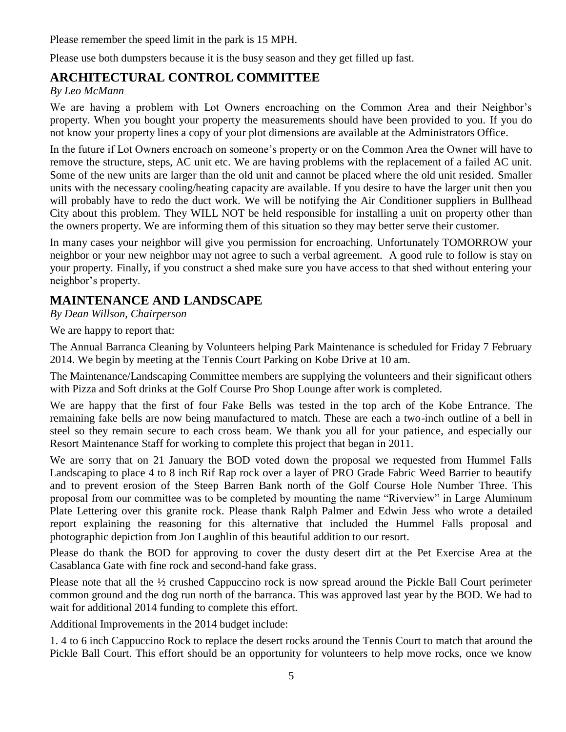Please remember the speed limit in the park is 15 MPH.

Please use both dumpsters because it is the busy season and they get filled up fast.

## ARCHITECTURAL CONTROL COMMITTEE

*By Leo McMann*

We are having a problem with Lot Owners encroaching on the Common Area and their Neighbor's property. When you bought your property the measurements should have been provided to you. If you do not know your property lines a copy of your plot dimensions are available at the Administrators Office.

In the future if Lot Owners encroach on someone's property or on the Common Area the Owner will have to remove the structure, steps, AC unit etc. We are having problems with the replacement of a failed AC unit. Some of the new units are larger than the old unit and cannot be placed where the old unit resided. Smaller units with the necessary cooling/heating capacity are available. If you desire to have the larger unit then you will probably have to redo the duct work. We will be notifying the Air Conditioner suppliers in Bullhead City about this problem. They WILL NOT be held responsible for installing a unit on property other than the owners property. We are informing them of this situation so they may better serve their customer.

In many cases your neighbor will give you permission for encroaching. Unfortunately TOMORROW your neighbor or your new neighbor may not agree to such a verbal agreement. A good rule to follow is stay on your property. Finally, if you construct a shed make sure you have access to that shed without entering your neighbor's property.

## MAINTENANCE AND LANDSCAPE

*By Dean Willson, Chairperson*

We are happy to report that:

The Annual Barranca Cleaning by Volunteers helping Park Maintenance is scheduled for Friday 7 February 2014. We begin by meeting at the Tennis Court Parking on Kobe Drive at 10 am.

The Maintenance/Landscaping Committee members are supplying the volunteers and their significant others with Pizza and Soft drinks at the Golf Course Pro Shop Lounge after work is completed.

We are happy that the first of four Fake Bells was tested in the top arch of the Kobe Entrance. The remaining fake bells are now being manufactured to match. These are each a two-inch outline of a bell in steel so they remain secure to each cross beam. We thank you all for your patience, and especially our Resort Maintenance Staff for working to complete this project that began in 2011.

We are sorry that on 21 January the BOD voted down the proposal we requested from Hummel Falls Landscaping to place 4 to 8 inch Rif Rap rock over a layer of PRO Grade Fabric Weed Barrier to beautify and to prevent erosion of the Steep Barren Bank north of the Golf Course Hole Number Three. This proposal from our committee was to be completed by mounting the name "Riverview" in Large Aluminum Plate Lettering over this granite rock. Please thank Ralph Palmer and Edwin Jess who wrote a detailed report explaining the reasoning for this alternative that included the Hummel Falls proposal and photographic depiction from Jon Laughlin of this beautiful addition to our resort.

Please do thank the BOD for approving to cover the dusty desert dirt at the Pet Exercise Area at the Casablanca Gate with fine rock and second-hand fake grass.

Please note that all the ½ crushed Cappuccino rock is now spread around the Pickle Ball Court perimeter common ground and the dog run north of the barranca. This was approved last year by the BOD. We had to wait for additional 2014 funding to complete this effort.

Additional Improvements in the 2014 budget include:

1. 4 to 6 inch Cappuccino Rock to replace the desert rocks around the Tennis Court to match that around the Pickle Ball Court. This effort should be an opportunity for volunteers to help move rocks, once we know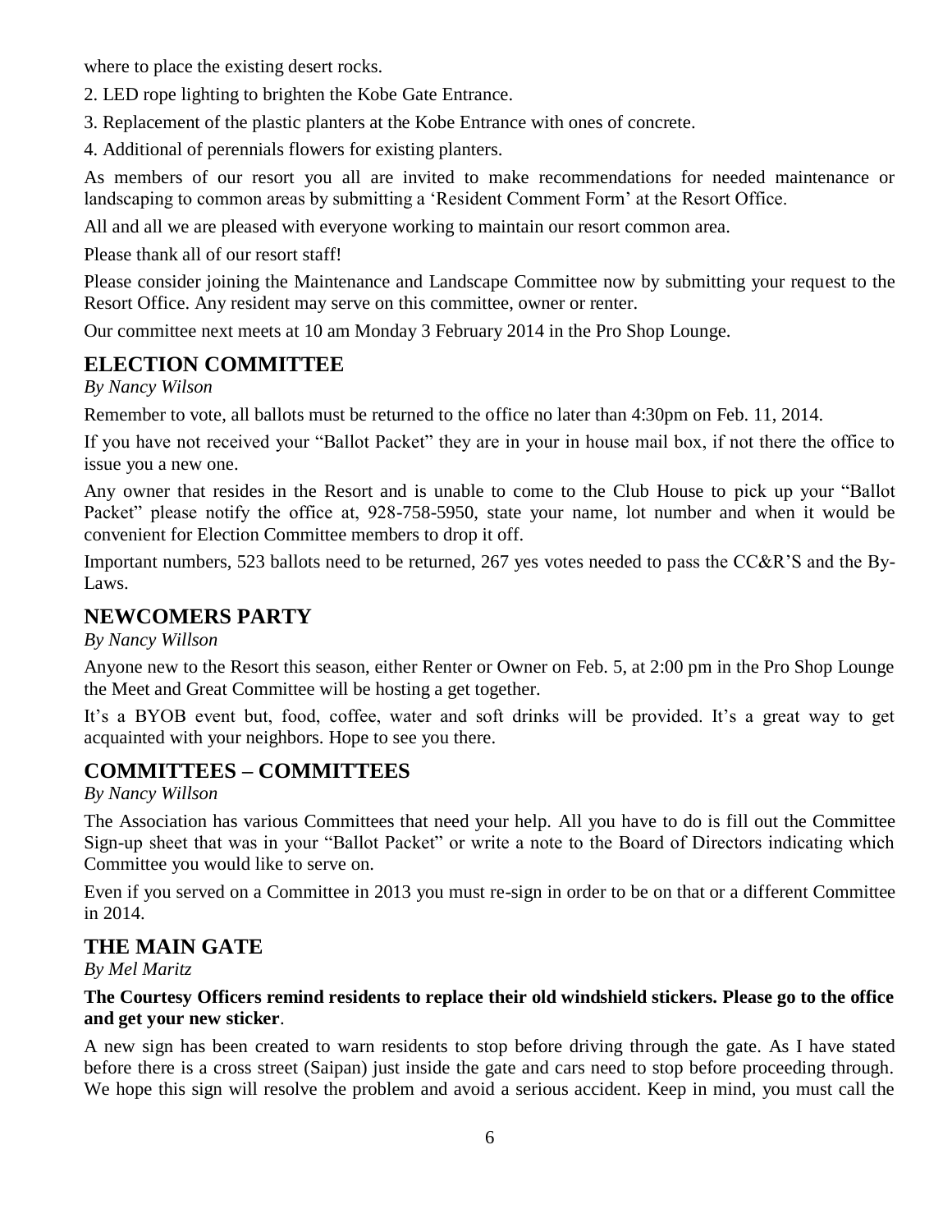where to place the existing desert rocks.

2. LED rope lighting to brighten the Kobe Gate Entrance.

3. Replacement of the plastic planters at the Kobe Entrance with ones of concrete.

4. Additional of perennials flowers for existing planters.

As members of our resort you all are invited to make recommendations for needed maintenance or landscaping to common areas by submitting a 'Resident Comment Form' at the Resort Office.

All and all we are pleased with everyone working to maintain our resort common area.

Please thank all of our resort staff!

Please consider joining the Maintenance and Landscape Committee now by submitting your request to the Resort Office. Any resident may serve on this committee, owner or renter.

Our committee next meets at 10 am Monday 3 February 2014 in the Pro Shop Lounge.

## ELECTION COMMITTEE

*By Nancy Wilson*

Remember to vote, all ballots must be returned to the office no later than 4:30pm on Feb. 11, 2014.

If you have not received your "Ballot Packet" they are in your in house mail box, if not there the office to issue you a new one.

Any owner that resides in the Resort and is unable to come to the Club House to pick up your "Ballot Packet" please notify the office at, 928-758-5950, state your name, lot number and when it would be convenient for Election Committee members to drop it off.

Important numbers, 523 ballots need to be returned, 267 yes votes needed to pass the CC&R'S and the By-Laws.

## NEWCOMERS PARTY

*By Nancy Willson*

Anyone new to the Resort this season, either Renter or Owner on Feb. 5, at 2:00 pm in the Pro Shop Lounge the Meet and Great Committee will be hosting a get together.

It's a BYOB event but, food, coffee, water and soft drinks will be provided. It's a great way to get acquainted with your neighbors. Hope to see you there.

## COMMITTEES – COMMITTEES

*By Nancy Willson*

The Association has various Committees that need your help. All you have to do is fill out the Committee Sign-up sheet that was in your "Ballot Packet" or write a note to the Board of Directors indicating which Committee you would like to serve on.

Even if you served on a Committee in 2013 you must re-sign in order to be on that or a different Committee in 2014.

## THE MAIN GATE

*By Mel Maritz*

**The Courtesy Officers remind residents to replace their old windshield stickers. Please go to the office and get your new sticker**.

A new sign has been created to warn residents to stop before driving through the gate. As I have stated before there is a cross street (Saipan) just inside the gate and cars need to stop before proceeding through. We hope this sign will resolve the problem and avoid a serious accident. Keep in mind, you must call the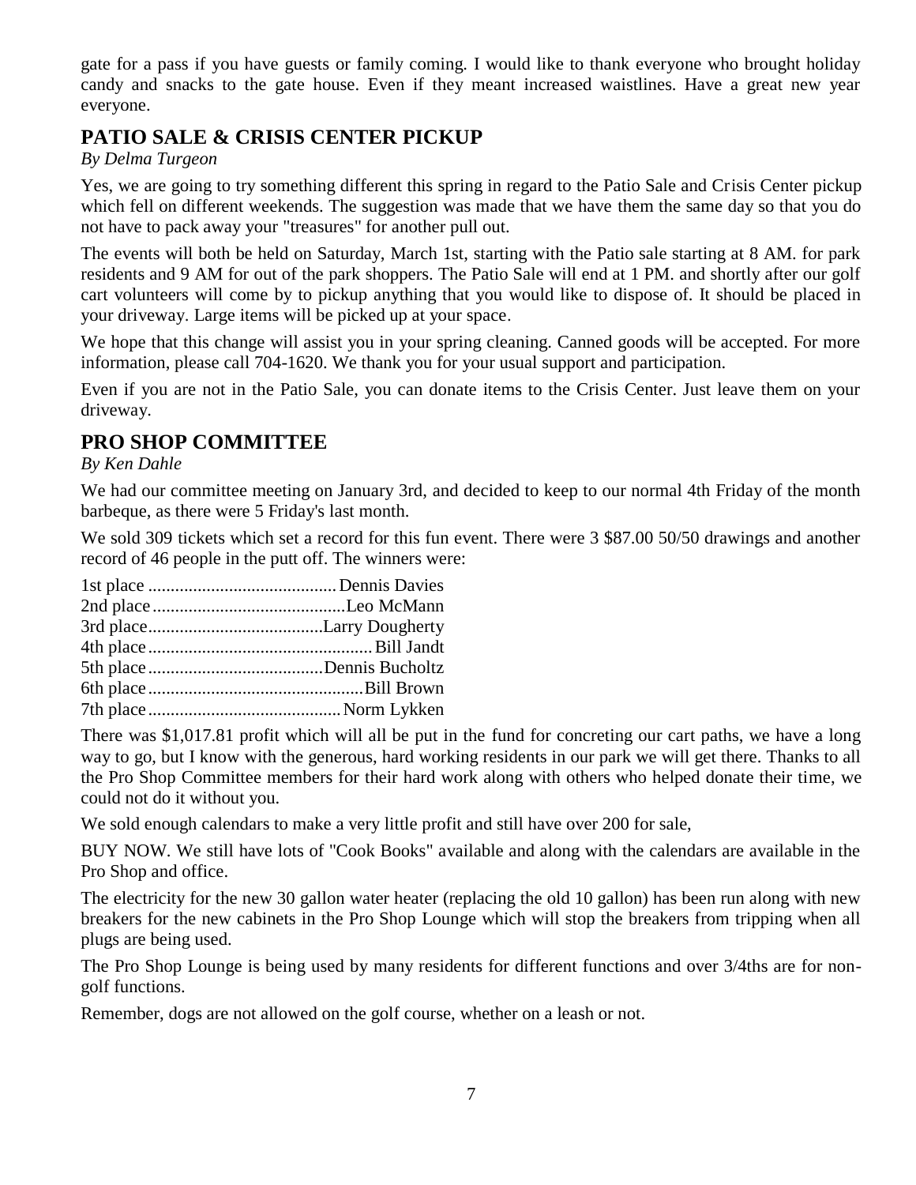gate for a pass if you have guests or family coming. I would like to thank everyone who brought holiday candy and snacks to the gate house. Even if they meant increased waistlines. Have a great new year everyone.

## PATIO SALE & CRISIS CENTER PICKUP

*By Delma Turgeon*

Yes, we are going to try something different this spring in regard to the Patio Sale and Crisis Center pickup which fell on different weekends. The suggestion was made that we have them the same day so that you do not have to pack away your "treasures" for another pull out.

The events will both be held on Saturday, March 1st, starting with the Patio sale starting at 8 AM. for park residents and 9 AM for out of the park shoppers. The Patio Sale will end at 1 PM. and shortly after our golf cart volunteers will come by to pickup anything that you would like to dispose of. It should be placed in your driveway. Large items will be picked up at your space.

We hope that this change will assist you in your spring cleaning. Canned goods will be accepted. For more information, please call 704-1620. We thank you for your usual support and participation.

Even if you are not in the Patio Sale, you can donate items to the Crisis Center. Just leave them on your driveway.

## PRO SHOP COMMITTEE

*By Ken Dahle*

We had our committee meeting on January 3rd, and decided to keep to our normal 4th Friday of the month barbeque, as there were 5 Friday's last month.

We sold 309 tickets which set a record for this fun event. There were 3 $87.00 50/50 drawings and another record of 46 people in the putt off. The winners were:

1st place .......................................... Dennis Davies
2nd place ..........................................Leo McMann
3rd place......................................Larry Dougherty
4th place ................................................. Bill Jandt
5th place......................................Dennis Bucholtz
6th place ...............................................Bill Brown
7th place .......................................... Norm Lykken

There was $1,017.81 profit which will all be put in the fund for concreting our cart paths, we have a long way to go, but I know with the generous, hard working residents in our park we will get there. Thanks to all the Pro Shop Committee members for their hard work along with others who helped donate their time, we could not do it without you.

We sold enough calendars to make a very little profit and still have over 200 for sale,

BUY NOW. We still have lots of "Cook Books" available and along with the calendars are available in the Pro Shop and office.

The electricity for the new 30 gallon water heater (replacing the old 10 gallon) has been run along with new breakers for the new cabinets in the Pro Shop Lounge which will stop the breakers from tripping when all plugs are being used.

The Pro Shop Lounge is being used by many residents for different functions and over 3/4ths are for non-golf functions.

Remember, dogs are not allowed on the golf course, whether on a leash or not.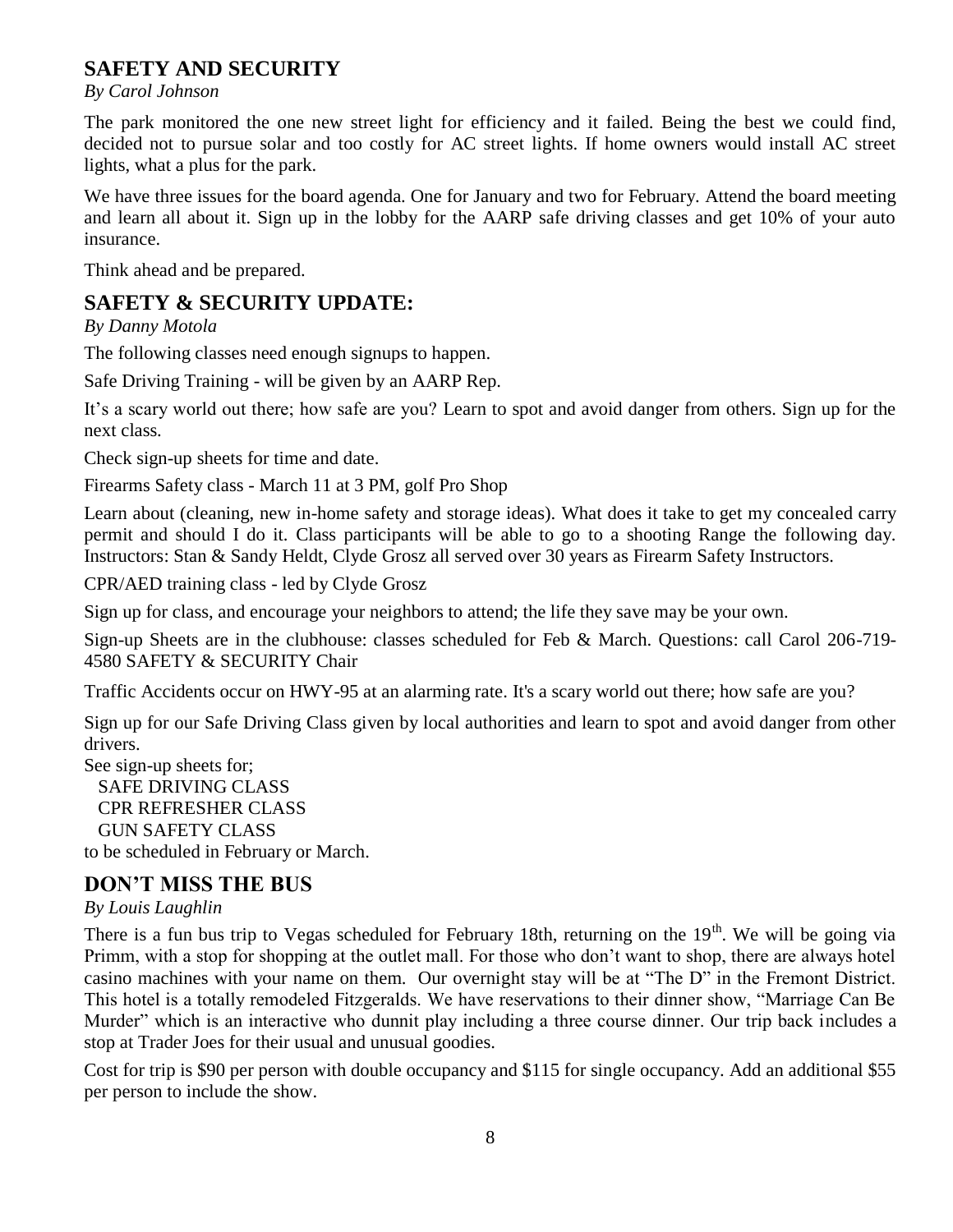## SAFETY AND SECURITY

*By Carol Johnson*

The park monitored the one new street light for efficiency and it failed. Being the best we could find, decided not to pursue solar and too costly for AC street lights. If home owners would install AC street lights, what a plus for the park.

We have three issues for the board agenda. One for January and two for February. Attend the board meeting and learn all about it. Sign up in the lobby for the AARP safe driving classes and get 10% of your auto insurance.

Think ahead and be prepared.

## SAFETY & SECURITY UPDATE:

*By Danny Motola*

The following classes need enough signups to happen.

Safe Driving Training - will be given by an AARP Rep.

It's a scary world out there; how safe are you? Learn to spot and avoid danger from others. Sign up for the next class.

Check sign-up sheets for time and date.

Firearms Safety class - March 11 at 3 PM, golf Pro Shop

Learn about (cleaning, new in-home safety and storage ideas). What does it take to get my concealed carry permit and should I do it. Class participants will be able to go to a shooting Range the following day. Instructors: Stan & Sandy Heldt, Clyde Grosz all served over 30 years as Firearm Safety Instructors.

CPR/AED training class - led by Clyde Grosz

Sign up for class, and encourage your neighbors to attend; the life they save may be your own.

Sign-up Sheets are in the clubhouse: classes scheduled for Feb & March. Questions: call Carol 206-719-4580 SAFETY & SECURITY Chair

Traffic Accidents occur on HWY-95 at an alarming rate. It's a scary world out there; how safe are you?

Sign up for our Safe Driving Class given by local authorities and learn to spot and avoid danger from other drivers.

See sign-up sheets for;
- SAFE DRIVING CLASS
- CPR REFRESHER CLASS
- GUN SAFETY CLASS

to be scheduled in February or March.

## DON'T MISS THE BUS

*By Louis Laughlin*

There is a fun bus trip to Vegas scheduled for February 18th, returning on the 19th. We will be going via Primm, with a stop for shopping at the outlet mall. For those who don't want to shop, there are always hotel casino machines with your name on them. Our overnight stay will be at "The D" in the Fremont District. This hotel is a totally remodeled Fitzgeralds. We have reservations to their dinner show, "Marriage Can Be Murder" which is an interactive who dunnit play including a three course dinner. Our trip back includes a stop at Trader Joes for their usual and unusual goodies.

Cost for trip is $90 per person with double occupancy and $115 for single occupancy. Add an additional $55 per person to include the show.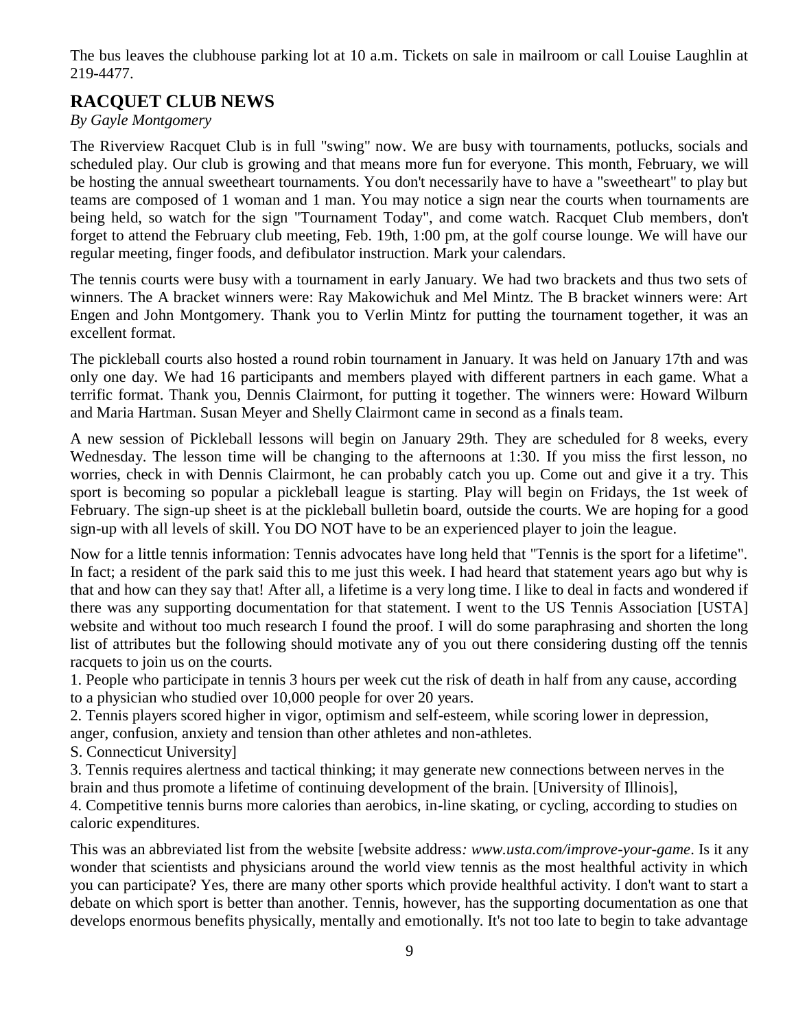The bus leaves the clubhouse parking lot at 10 a.m. Tickets on sale in mailroom or call Louise Laughlin at 219-4477.

## RACQUET CLUB NEWS

*By Gayle Montgomery*

The Riverview Racquet Club is in full "swing" now. We are busy with tournaments, potlucks, socials and scheduled play. Our club is growing and that means more fun for everyone. This month, February, we will be hosting the annual sweetheart tournaments. You don't necessarily have to have a "sweetheart" to play but teams are composed of 1 woman and 1 man. You may notice a sign near the courts when tournaments are being held, so watch for the sign "Tournament Today", and come watch. Racquet Club members, don't forget to attend the February club meeting, Feb. 19th, 1:00 pm, at the golf course lounge. We will have our regular meeting, finger foods, and defibulator instruction. Mark your calendars.

The tennis courts were busy with a tournament in early January. We had two brackets and thus two sets of winners. The A bracket winners were: Ray Makowichuk and Mel Mintz. The B bracket winners were: Art Engen and John Montgomery. Thank you to Verlin Mintz for putting the tournament together, it was an excellent format.

The pickleball courts also hosted a round robin tournament in January. It was held on January 17th and was only one day. We had 16 participants and members played with different partners in each game. What a terrific format. Thank you, Dennis Clairmont, for putting it together. The winners were: Howard Wilburn and Maria Hartman. Susan Meyer and Shelly Clairmont came in second as a finals team.

A new session of Pickleball lessons will begin on January 29th. They are scheduled for 8 weeks, every Wednesday. The lesson time will be changing to the afternoons at 1:30. If you miss the first lesson, no worries, check in with Dennis Clairmont, he can probably catch you up. Come out and give it a try. This sport is becoming so popular a pickleball league is starting. Play will begin on Fridays, the 1st week of February. The sign-up sheet is at the pickleball bulletin board, outside the courts. We are hoping for a good sign-up with all levels of skill. You DO NOT have to be an experienced player to join the league.

Now for a little tennis information: Tennis advocates have long held that "Tennis is the sport for a lifetime". In fact; a resident of the park said this to me just this week. I had heard that statement years ago but why is that and how can they say that! After all, a lifetime is a very long time. I like to deal in facts and wondered if there was any supporting documentation for that statement. I went to the US Tennis Association [USTA] website and without too much research I found the proof. I will do some paraphrasing and shorten the long list of attributes but the following should motivate any of you out there considering dusting off the tennis racquets to join us on the courts.

1. People who participate in tennis 3 hours per week cut the risk of death in half from any cause, according to a physician who studied over 10,000 people for over 20 years.
2. Tennis players scored higher in vigor, optimism and self-esteem, while scoring lower in depression, anger, confusion, anxiety and tension than other athletes and non-athletes.
S. Connecticut University]
3. Tennis requires alertness and tactical thinking; it may generate new connections between nerves in the brain and thus promote a lifetime of continuing development of the brain. [University of Illinois],
4. Competitive tennis burns more calories than aerobics, in-line skating, or cycling, according to studies on caloric expenditures.

This was an abbreviated list from the website [website address*: www.usta.com/improve-your-game*. Is it any wonder that scientists and physicians around the world view tennis as the most healthful activity in which you can participate? Yes, there are many other sports which provide healthful activity. I don't want to start a debate on which sport is better than another. Tennis, however, has the supporting documentation as one that develops enormous benefits physically, mentally and emotionally. It's not too late to begin to take advantage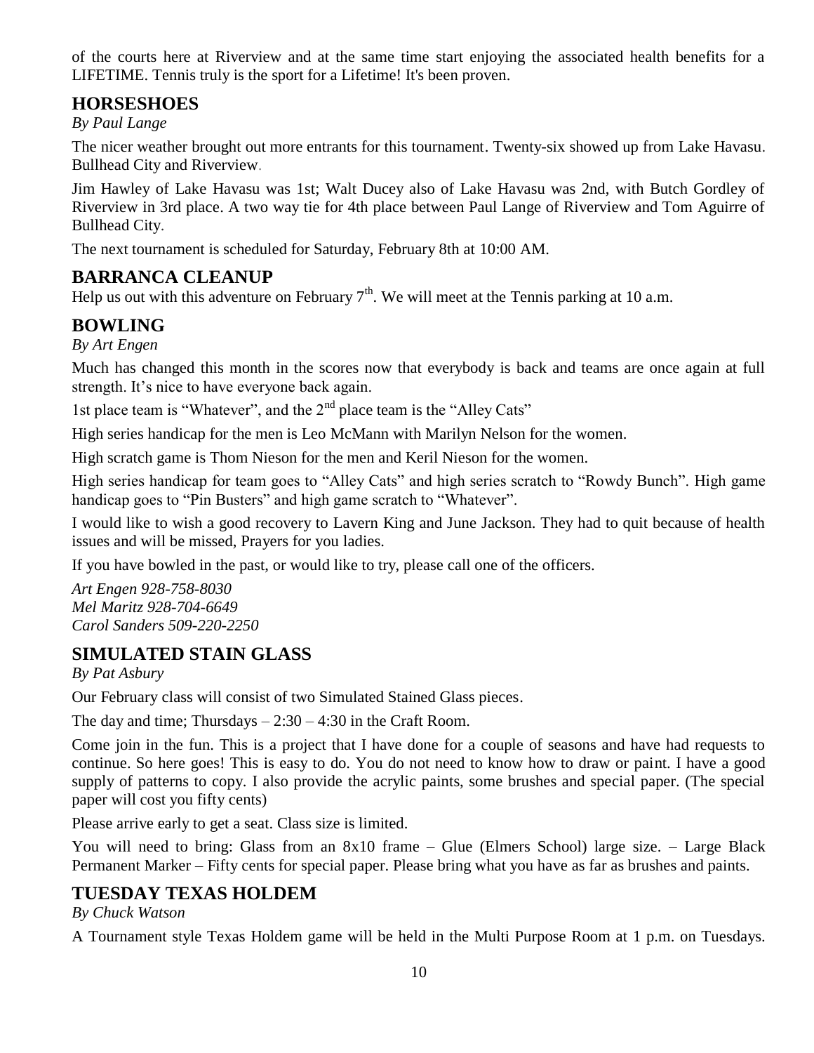of the courts here at Riverview and at the same time start enjoying the associated health benefits for a LIFETIME. Tennis truly is the sport for a Lifetime! It's been proven.

## HORSESHOES

*By Paul Lange*

The nicer weather brought out more entrants for this tournament. Twenty-six showed up from Lake Havasu. Bullhead City and Riverview.

Jim Hawley of Lake Havasu was 1st; Walt Ducey also of Lake Havasu was 2nd, with Butch Gordley of Riverview in 3rd place. A two way tie for 4th place between Paul Lange of Riverview and Tom Aguirre of Bullhead City.

The next tournament is scheduled for Saturday, February 8th at 10:00 AM.

## BARRANCA CLEANUP

Help us out with this adventure on February 7th. We will meet at the Tennis parking at 10 a.m.

## BOWLING

*By Art Engen*

Much has changed this month in the scores now that everybody is back and teams are once again at full strength. It's nice to have everyone back again.

1st place team is "Whatever", and the 2nd place team is the "Alley Cats"

High series handicap for the men is Leo McMann with Marilyn Nelson for the women.

High scratch game is Thom Nieson for the men and Keril Nieson for the women.

High series handicap for team goes to "Alley Cats" and high series scratch to "Rowdy Bunch". High game handicap goes to "Pin Busters" and high game scratch to "Whatever".

I would like to wish a good recovery to Lavern King and June Jackson. They had to quit because of health issues and will be missed, Prayers for you ladies.

If you have bowled in the past, or would like to try, please call one of the officers.

*Art Engen 928-758-8030*
*Mel Maritz 928-704-6649*
*Carol Sanders 509-220-2250*

## SIMULATED STAIN GLASS

*By Pat Asbury*

Our February class will consist of two Simulated Stained Glass pieces.

The day and time; Thursdays – 2:30 – 4:30 in the Craft Room.

Come join in the fun. This is a project that I have done for a couple of seasons and have had requests to continue. So here goes! This is easy to do. You do not need to know how to draw or paint. I have a good supply of patterns to copy. I also provide the acrylic paints, some brushes and special paper. (The special paper will cost you fifty cents)

Please arrive early to get a seat. Class size is limited.

You will need to bring: Glass from an 8x10 frame – Glue (Elmers School) large size. – Large Black Permanent Marker – Fifty cents for special paper. Please bring what you have as far as brushes and paints.

## TUESDAY TEXAS HOLDEM

*By Chuck Watson*

A Tournament style Texas Holdem game will be held in the Multi Purpose Room at 1 p.m. on Tuesdays.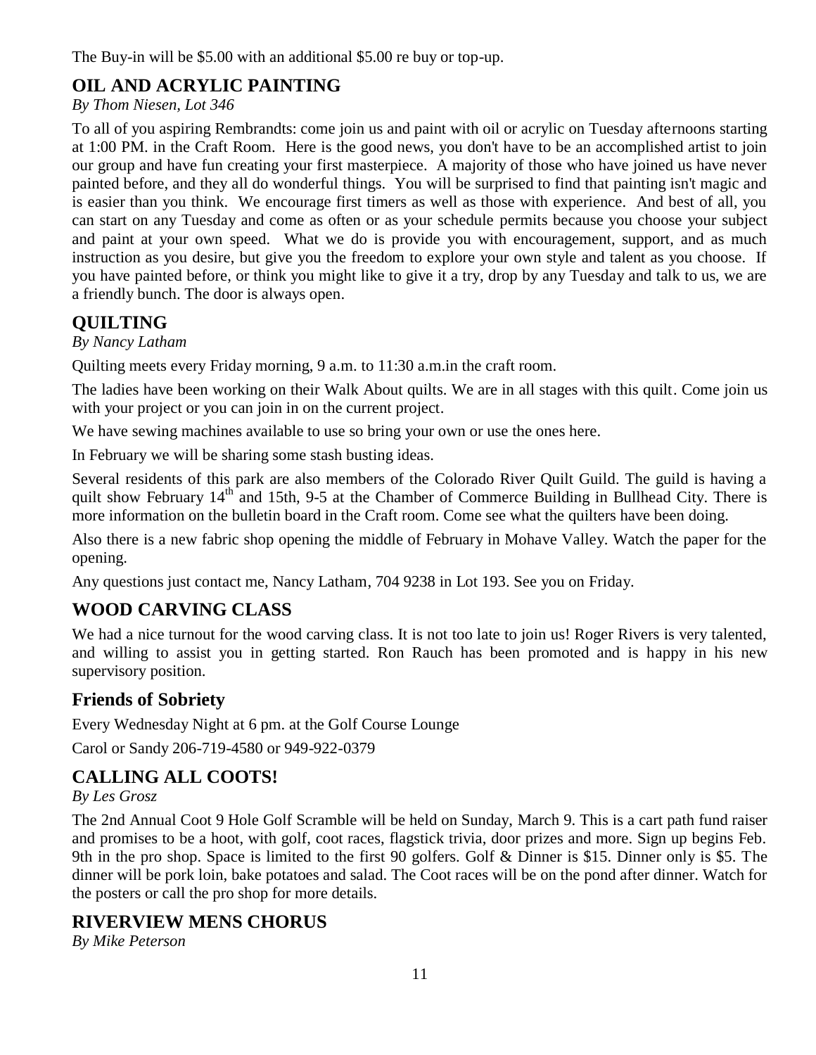The Buy-in will be $5.00 with an additional $5.00 re buy or top-up.

## OIL AND ACRYLIC PAINTING

*By Thom Niesen, Lot 346*

To all of you aspiring Rembrandts: come join us and paint with oil or acrylic on Tuesday afternoons starting at 1:00 PM. in the Craft Room. Here is the good news, you don't have to be an accomplished artist to join our group and have fun creating your first masterpiece. A majority of those who have joined us have never painted before, and they all do wonderful things. You will be surprised to find that painting isn't magic and is easier than you think. We encourage first timers as well as those with experience. And best of all, you can start on any Tuesday and come as often or as your schedule permits because you choose your subject and paint at your own speed. What we do is provide you with encouragement, support, and as much instruction as you desire, but give you the freedom to explore your own style and talent as you choose. If you have painted before, or think you might like to give it a try, drop by any Tuesday and talk to us, we are a friendly bunch. The door is always open.

## QUILTING

*By Nancy Latham*

Quilting meets every Friday morning, 9 a.m. to 11:30 a.m.in the craft room.

The ladies have been working on their Walk About quilts. We are in all stages with this quilt. Come join us with your project or you can join in on the current project.

We have sewing machines available to use so bring your own or use the ones here.

In February we will be sharing some stash busting ideas.

Several residents of this park are also members of the Colorado River Quilt Guild. The guild is having a quilt show February 14th and 15th, 9-5 at the Chamber of Commerce Building in Bullhead City. There is more information on the bulletin board in the Craft room. Come see what the quilters have been doing.

Also there is a new fabric shop opening the middle of February in Mohave Valley. Watch the paper for the opening.

Any questions just contact me, Nancy Latham, 704 9238 in Lot 193. See you on Friday.

## WOOD CARVING CLASS

We had a nice turnout for the wood carving class. It is not too late to join us! Roger Rivers is very talented, and willing to assist you in getting started. Ron Rauch has been promoted and is happy in his new supervisory position.

## Friends of Sobriety

Every Wednesday Night at 6 pm. at the Golf Course Lounge

Carol or Sandy 206-719-4580 or 949-922-0379

## CALLING ALL COOTS!

*By Les Grosz*

The 2nd Annual Coot 9 Hole Golf Scramble will be held on Sunday, March 9. This is a cart path fund raiser and promises to be a hoot, with golf, coot races, flagstick trivia, door prizes and more. Sign up begins Feb. 9th in the pro shop. Space is limited to the first 90 golfers. Golf & Dinner is $15. Dinner only is $5. The dinner will be pork loin, bake potatoes and salad. The Coot races will be on the pond after dinner. Watch for the posters or call the pro shop for more details.

## RIVERVIEW MENS CHORUS

*By Mike Peterson*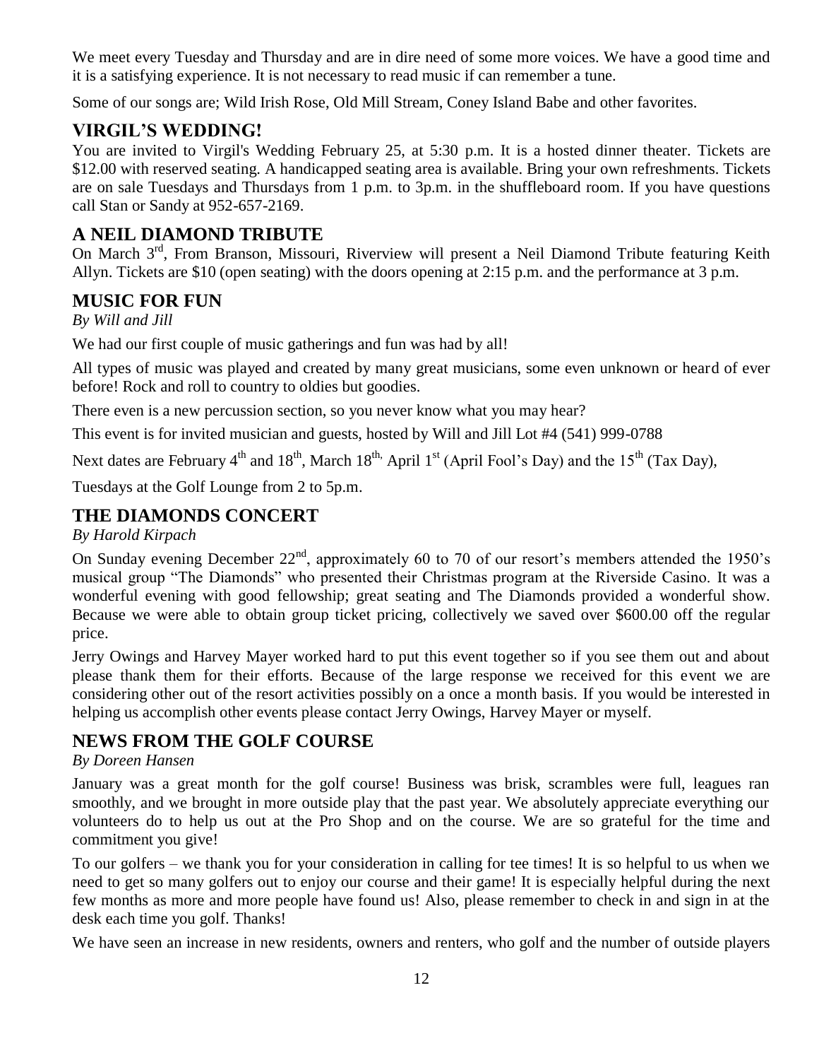We meet every Tuesday and Thursday and are in dire need of some more voices. We have a good time and it is a satisfying experience. It is not necessary to read music if can remember a tune.

Some of our songs are; Wild Irish Rose, Old Mill Stream, Coney Island Babe and other favorites.

## VIRGIL'S WEDDING!

You are invited to Virgil's Wedding February 25, at 5:30 p.m. It is a hosted dinner theater. Tickets are $12.00 with reserved seating. A handicapped seating area is available. Bring your own refreshments. Tickets are on sale Tuesdays and Thursdays from 1 p.m. to 3p.m. in the shuffleboard room. If you have questions call Stan or Sandy at 952-657-2169.

## A NEIL DIAMOND TRIBUTE

On March 3rd, From Branson, Missouri, Riverview will present a Neil Diamond Tribute featuring Keith Allyn. Tickets are $10 (open seating) with the doors opening at 2:15 p.m. and the performance at 3 p.m.

## MUSIC FOR FUN

*By Will and Jill*

We had our first couple of music gatherings and fun was had by all!

All types of music was played and created by many great musicians, some even unknown or heard of ever before! Rock and roll to country to oldies but goodies.

There even is a new percussion section, so you never know what you may hear?

This event is for invited musician and guests, hosted by Will and Jill Lot #4 (541) 999-0788

Next dates are February 4th and 18th, March 18th, April 1st (April Fool's Day) and the 15th (Tax Day),

Tuesdays at the Golf Lounge from 2 to 5p.m.

## THE DIAMONDS CONCERT

*By Harold Kirpach*

On Sunday evening December 22nd, approximately 60 to 70 of our resort's members attended the 1950's musical group "The Diamonds" who presented their Christmas program at the Riverside Casino. It was a wonderful evening with good fellowship; great seating and The Diamonds provided a wonderful show. Because we were able to obtain group ticket pricing, collectively we saved over $600.00 off the regular price.

Jerry Owings and Harvey Mayer worked hard to put this event together so if you see them out and about please thank them for their efforts. Because of the large response we received for this event we are considering other out of the resort activities possibly on a once a month basis. If you would be interested in helping us accomplish other events please contact Jerry Owings, Harvey Mayer or myself.

## NEWS FROM THE GOLF COURSE

*By Doreen Hansen*

January was a great month for the golf course! Business was brisk, scrambles were full, leagues ran smoothly, and we brought in more outside play that the past year. We absolutely appreciate everything our volunteers do to help us out at the Pro Shop and on the course. We are so grateful for the time and commitment you give!

To our golfers – we thank you for your consideration in calling for tee times! It is so helpful to us when we need to get so many golfers out to enjoy our course and their game! It is especially helpful during the next few months as more and more people have found us! Also, please remember to check in and sign in at the desk each time you golf. Thanks!

We have seen an increase in new residents, owners and renters, who golf and the number of outside players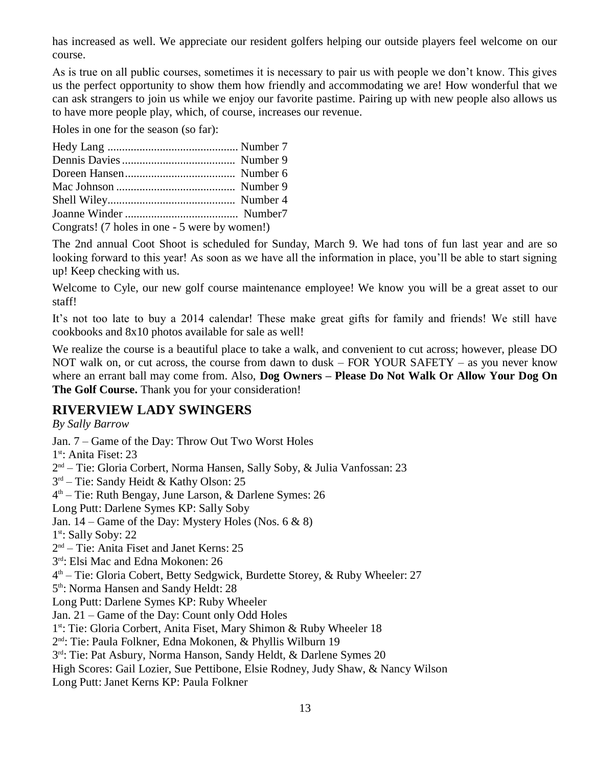has increased as well. We appreciate our resident golfers helping our outside players feel welcome on our course.

As is true on all public courses, sometimes it is necessary to pair us with people we don't know. This gives us the perfect opportunity to show them how friendly and accommodating we are! How wonderful that we can ask strangers to join us while we enjoy our favorite pastime. Pairing up with new people also allows us to have more people play, which, of course, increases our revenue.

Holes in one for the season (so far):

Hedy Lang ............................................ Number 7
Dennis Davies....................................... Number 9
Doreen Hansen...................................... Number 6
Mac Johnson ......................................... Number 9
Shell Wiley............................................ Number 4
Joanne Winder ....................................... Number7
Congrats! (7 holes in one - 5 were by women!)

The 2nd annual Coot Shoot is scheduled for Sunday, March 9. We had tons of fun last year and are so looking forward to this year! As soon as we have all the information in place, you'll be able to start signing up! Keep checking with us.

Welcome to Cyle, our new golf course maintenance employee! We know you will be a great asset to our staff!

It's not too late to buy a 2014 calendar! These make great gifts for family and friends! We still have cookbooks and 8x10 photos available for sale as well!

We realize the course is a beautiful place to take a walk, and convenient to cut across; however, please DO NOT walk on, or cut across, the course from dawn to dusk – FOR YOUR SAFETY – as you never know where an errant ball may come from. Also, **Dog Owners – Please Do Not Walk Or Allow Your Dog On The Golf Course.** Thank you for your consideration!

## RIVERVIEW LADY SWINGERS

*By Sally Barrow*

Jan. 7 – Game of the Day: Throw Out Two Worst Holes
1st: Anita Fiset: 23
2nd – Tie: Gloria Corbert, Norma Hansen, Sally Soby, & Julia Vanfossan: 23
3rd – Tie: Sandy Heidt & Kathy Olson: 25
4th – Tie: Ruth Bengay, June Larson, & Darlene Symes: 26
Long Putt: Darlene Symes KP: Sally Soby
Jan. 14 – Game of the Day: Mystery Holes (Nos. 6 & 8)
1st: Sally Soby: 22
2nd – Tie: Anita Fiset and Janet Kerns: 25
3rd: Elsi Mac and Edna Mokonen: 26
4th – Tie: Gloria Cobert, Betty Sedgwick, Burdette Storey, & Ruby Wheeler: 27
5th: Norma Hansen and Sandy Heldt: 28
Long Putt: Darlene Symes KP: Ruby Wheeler
Jan. 21 – Game of the Day: Count only Odd Holes
1st: Tie: Gloria Corbert, Anita Fiset, Mary Shimon & Ruby Wheeler 18
2nd: Tie: Paula Folkner, Edna Mokonen, & Phyllis Wilburn 19
3rd: Tie: Pat Asbury, Norma Hanson, Sandy Heldt, & Darlene Symes 20
High Scores: Gail Lozier, Sue Pettibone, Elsie Rodney, Judy Shaw, & Nancy Wilson
Long Putt: Janet Kerns KP: Paula Folkner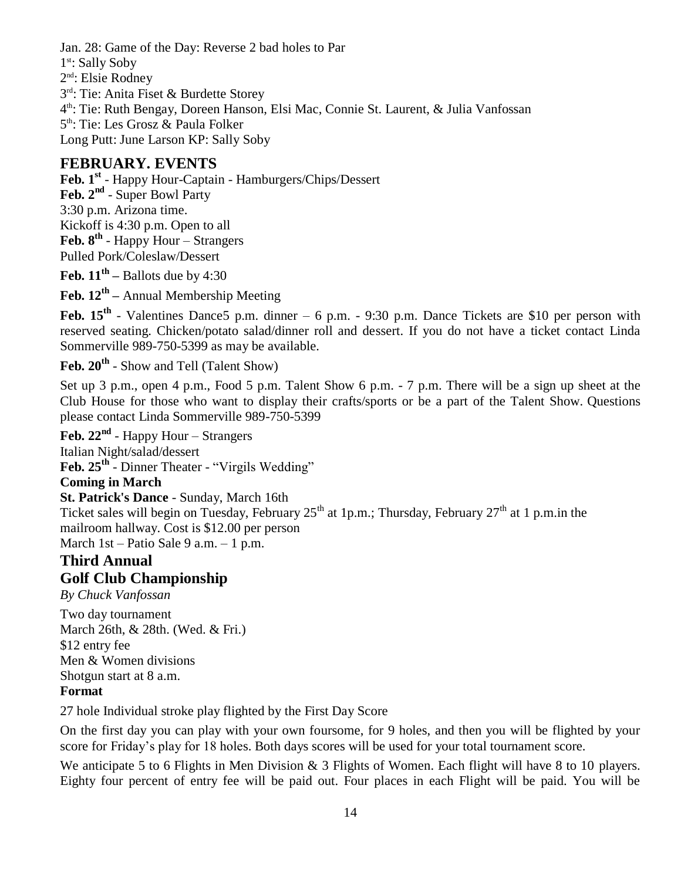Jan. 28: Game of the Day: Reverse 2 bad holes to Par
1st: Sally Soby
2nd: Elsie Rodney
3rd: Tie: Anita Fiset & Burdette Storey
4th: Tie: Ruth Bengay, Doreen Hanson, Elsi Mac, Connie St. Laurent, & Julia Vanfossan
5th: Tie: Les Grosz & Paula Folker
Long Putt: June Larson KP: Sally Soby

## FEBRUARY. EVENTS

**Feb. 1st** - Happy Hour-Captain - Hamburgers/Chips/Dessert
**Feb. 2nd** - Super Bowl Party
3:30 p.m. Arizona time.
Kickoff is 4:30 p.m. Open to all
**Feb. 8th** - Happy Hour – Strangers
Pulled Pork/Coleslaw/Dessert

**Feb. 11th –** Ballots due by 4:30

**Feb. 12th –** Annual Membership Meeting

**Feb. 15th** - Valentines Dance5 p.m. dinner – 6 p.m. - 9:30 p.m. Dance Tickets are $10 per person with reserved seating. Chicken/potato salad/dinner roll and dessert. If you do not have a ticket contact Linda Sommerville 989-750-5399 as may be available.

**Feb. 20th** - Show and Tell (Talent Show)

Set up 3 p.m., open 4 p.m., Food 5 p.m. Talent Show 6 p.m. - 7 p.m. There will be a sign up sheet at the Club House for those who want to display their crafts/sports or be a part of the Talent Show. Questions please contact Linda Sommerville 989-750-5399

**Feb. 22nd** - Happy Hour – Strangers
Italian Night/salad/dessert
**Feb. 25th** - Dinner Theater - "Virgils Wedding"

**Coming in March**

**St. Patrick's Dance** - Sunday, March 16th
Ticket sales will begin on Tuesday, February 25th at 1p.m.; Thursday, February 27th at 1 p.m.in the mailroom hallway. Cost is $12.00 per person
March 1st – Patio Sale 9 a.m. – 1 p.m.

## Third Annual Golf Club Championship

*By Chuck Vanfossan*

Two day tournament
March 26th, & 28th. (Wed. & Fri.)
$12 entry fee
Men & Women divisions
Shotgun start at 8 a.m.

**Format**

27 hole Individual stroke play flighted by the First Day Score

On the first day you can play with your own foursome, for 9 holes, and then you will be flighted by your score for Friday's play for 18 holes. Both days scores will be used for your total tournament score.

We anticipate 5 to 6 Flights in Men Division & 3 Flights of Women. Each flight will have 8 to 10 players. Eighty four percent of entry fee will be paid out. Four places in each Flight will be paid. You will be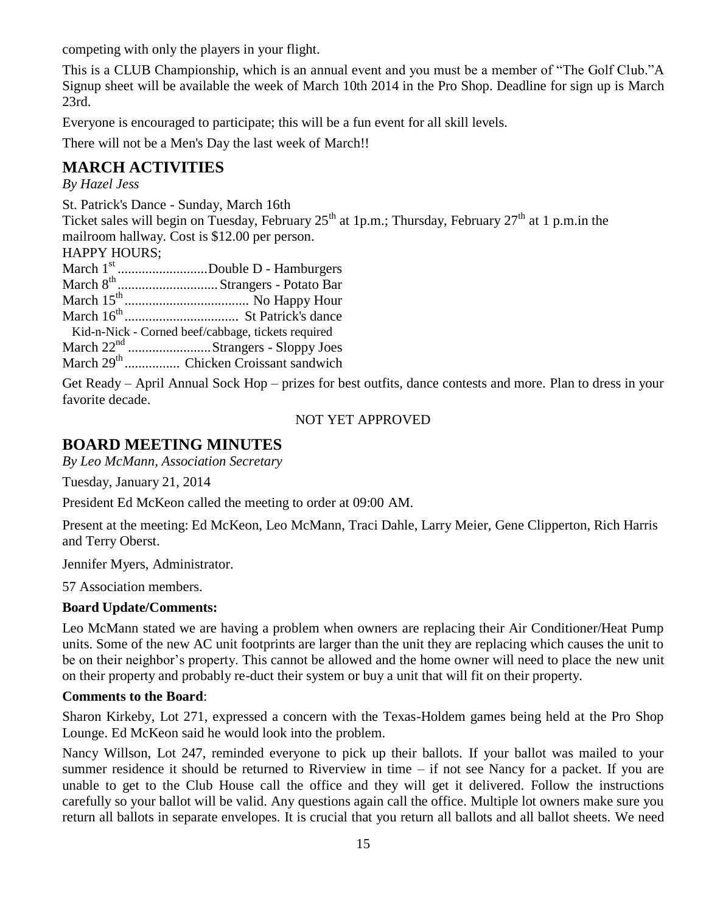competing with only the players in your flight.

This is a CLUB Championship, which is an annual event and you must be a member of "The Golf Club."A Signup sheet will be available the week of March 10th 2014 in the Pro Shop. Deadline for sign up is March 23rd.

Everyone is encouraged to participate; this will be a fun event for all skill levels.

There will not be a Men's Day the last week of March!!

## MARCH ACTIVITIES

*By Hazel Jess*

St. Patrick's Dance - Sunday, March 16th
Ticket sales will begin on Tuesday, February 25th at 1p.m.; Thursday, February 27th at 1 p.m.in the mailroom hallway. Cost is $12.00 per person.

HAPPY HOURS;

March 1st ..........................Double D - Hamburgers
March 8th ............................. Strangers - Potato Bar
March 15th .................................... No Happy Hour
March 16th ................................. St Patrick's dance
Kid-n-Nick - Corned beef/cabbage, tickets required
March 22nd ........................Strangers - Sloppy Joes
March 29th ................ Chicken Croissant sandwich

Get Ready – April Annual Sock Hop – prizes for best outfits, dance contests and more. Plan to dress in your favorite decade.

NOT YET APPROVED

## BOARD MEETING MINUTES

*By Leo McMann, Association Secretary*

Tuesday, January 21, 2014

President Ed McKeon called the meeting to order at 09:00 AM.

Present at the meeting: Ed McKeon, Leo McMann, Traci Dahle, Larry Meier, Gene Clipperton, Rich Harris and Terry Oberst.

Jennifer Myers, Administrator.

57 Association members.

**Board Update/Comments:**

Leo McMann stated we are having a problem when owners are replacing their Air Conditioner/Heat Pump units. Some of the new AC unit footprints are larger than the unit they are replacing which causes the unit to be on their neighbor's property. This cannot be allowed and the home owner will need to place the new unit on their property and probably re-duct their system or buy a unit that will fit on their property.

**Comments to the Board**:

Sharon Kirkeby, Lot 271, expressed a concern with the Texas-Holdem games being held at the Pro Shop Lounge. Ed McKeon said he would look into the problem.

Nancy Willson, Lot 247, reminded everyone to pick up their ballots. If your ballot was mailed to your summer residence it should be returned to Riverview in time – if not see Nancy for a packet. If you are unable to get to the Club House call the office and they will get it delivered. Follow the instructions carefully so your ballot will be valid. Any questions again call the office. Multiple lot owners make sure you return all ballots in separate envelopes. It is crucial that you return all ballots and all ballot sheets. We need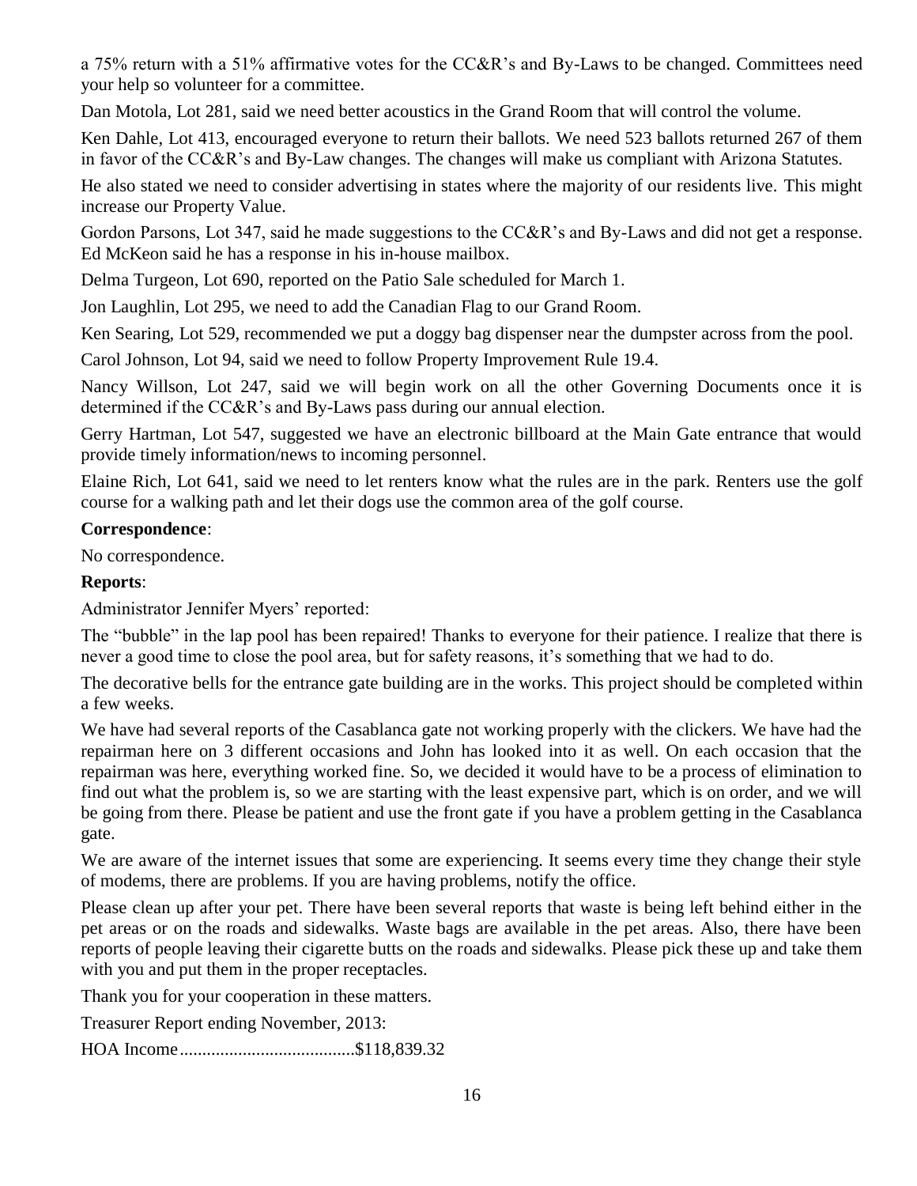a 75% return with a 51% affirmative votes for the CC&R's and By-Laws to be changed. Committees need your help so volunteer for a committee.

Dan Motola, Lot 281, said we need better acoustics in the Grand Room that will control the volume.

Ken Dahle, Lot 413, encouraged everyone to return their ballots. We need 523 ballots returned 267 of them in favor of the CC&R's and By-Law changes. The changes will make us compliant with Arizona Statutes.

He also stated we need to consider advertising in states where the majority of our residents live. This might increase our Property Value.

Gordon Parsons, Lot 347, said he made suggestions to the CC&R's and By-Laws and did not get a response. Ed McKeon said he has a response in his in-house mailbox.

Delma Turgeon, Lot 690, reported on the Patio Sale scheduled for March 1.

Jon Laughlin, Lot 295, we need to add the Canadian Flag to our Grand Room.

Ken Searing, Lot 529, recommended we put a doggy bag dispenser near the dumpster across from the pool.

Carol Johnson, Lot 94, said we need to follow Property Improvement Rule 19.4.

Nancy Willson, Lot 247, said we will begin work on all the other Governing Documents once it is determined if the CC&R's and By-Laws pass during our annual election.

Gerry Hartman, Lot 547, suggested we have an electronic billboard at the Main Gate entrance that would provide timely information/news to incoming personnel.

Elaine Rich, Lot 641, said we need to let renters know what the rules are in the park. Renters use the golf course for a walking path and let their dogs use the common area of the golf course.

**Correspondence**:

No correspondence.

**Reports**:

Administrator Jennifer Myers' reported:

The "bubble" in the lap pool has been repaired! Thanks to everyone for their patience. I realize that there is never a good time to close the pool area, but for safety reasons, it's something that we had to do.

The decorative bells for the entrance gate building are in the works. This project should be completed within a few weeks.

We have had several reports of the Casablanca gate not working properly with the clickers. We have had the repairman here on 3 different occasions and John has looked into it as well. On each occasion that the repairman was here, everything worked fine. So, we decided it would have to be a process of elimination to find out what the problem is, so we are starting with the least expensive part, which is on order, and we will be going from there. Please be patient and use the front gate if you have a problem getting in the Casablanca gate.

We are aware of the internet issues that some are experiencing. It seems every time they change their style of modems, there are problems. If you are having problems, notify the office.

Please clean up after your pet. There have been several reports that waste is being left behind either in the pet areas or on the roads and sidewalks. Waste bags are available in the pet areas. Also, there have been reports of people leaving their cigarette butts on the roads and sidewalks. Please pick these up and take them with you and put them in the proper receptacles.

Thank you for your cooperation in these matters.

Treasurer Report ending November, 2013:

HOA Income......................................$118,839.32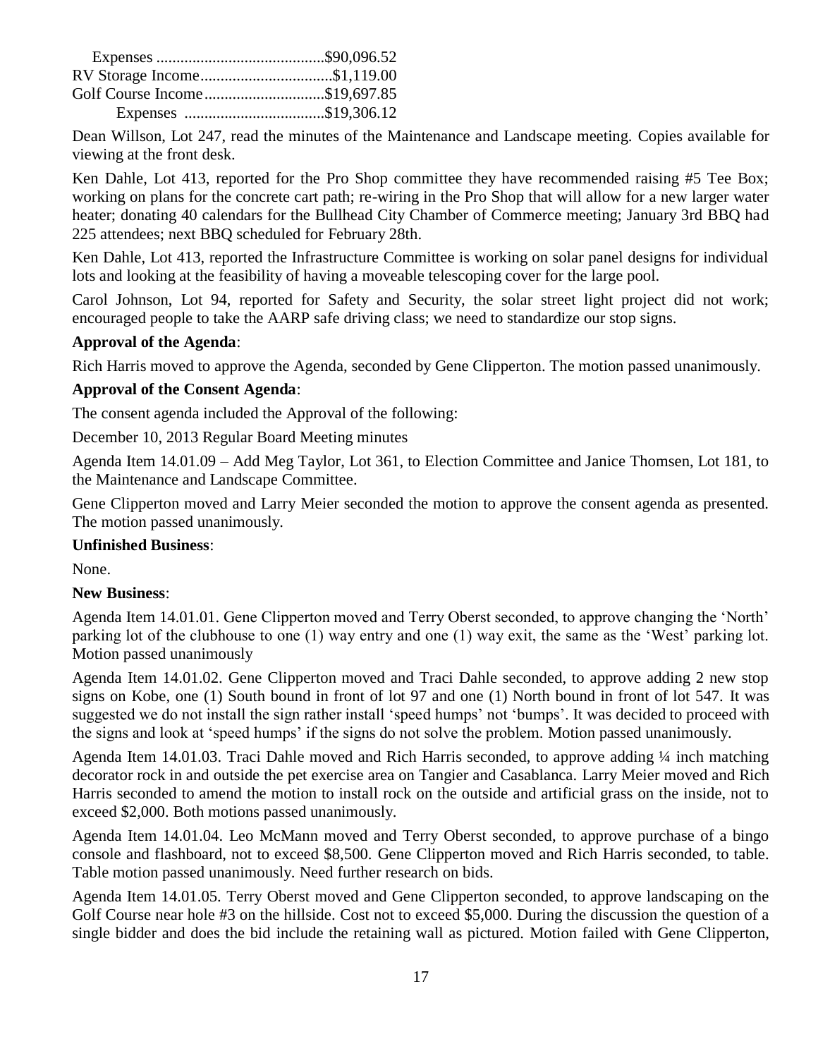| | |
|---|---|
| Expenses | $90,096.52 |
| RV Storage Income | $1,119.00 |
| Golf Course Income | $19,697.85 |
| Expenses | $19,306.12 |

Dean Willson, Lot 247, read the minutes of the Maintenance and Landscape meeting. Copies available for viewing at the front desk.

Ken Dahle, Lot 413, reported for the Pro Shop committee they have recommended raising #5 Tee Box; working on plans for the concrete cart path; re-wiring in the Pro Shop that will allow for a new larger water heater; donating 40 calendars for the Bullhead City Chamber of Commerce meeting; January 3rd BBQ had 225 attendees; next BBQ scheduled for February 28th.

Ken Dahle, Lot 413, reported the Infrastructure Committee is working on solar panel designs for individual lots and looking at the feasibility of having a moveable telescoping cover for the large pool.

Carol Johnson, Lot 94, reported for Safety and Security, the solar street light project did not work; encouraged people to take the AARP safe driving class; we need to standardize our stop signs.

**Approval of the Agenda**:

Rich Harris moved to approve the Agenda, seconded by Gene Clipperton. The motion passed unanimously.

**Approval of the Consent Agenda**:

The consent agenda included the Approval of the following:

December 10, 2013 Regular Board Meeting minutes

Agenda Item 14.01.09 – Add Meg Taylor, Lot 361, to Election Committee and Janice Thomsen, Lot 181, to the Maintenance and Landscape Committee.

Gene Clipperton moved and Larry Meier seconded the motion to approve the consent agenda as presented. The motion passed unanimously.

**Unfinished Business**:

None.

**New Business**:

Agenda Item 14.01.01. Gene Clipperton moved and Terry Oberst seconded, to approve changing the 'North' parking lot of the clubhouse to one (1) way entry and one (1) way exit, the same as the 'West' parking lot. Motion passed unanimously

Agenda Item 14.01.02. Gene Clipperton moved and Traci Dahle seconded, to approve adding 2 new stop signs on Kobe, one (1) South bound in front of lot 97 and one (1) North bound in front of lot 547. It was suggested we do not install the sign rather install 'speed humps' not 'bumps'. It was decided to proceed with the signs and look at 'speed humps' if the signs do not solve the problem. Motion passed unanimously.

Agenda Item 14.01.03. Traci Dahle moved and Rich Harris seconded, to approve adding ¼ inch matching decorator rock in and outside the pet exercise area on Tangier and Casablanca. Larry Meier moved and Rich Harris seconded to amend the motion to install rock on the outside and artificial grass on the inside, not to exceed $2,000. Both motions passed unanimously.

Agenda Item 14.01.04. Leo McMann moved and Terry Oberst seconded, to approve purchase of a bingo console and flashboard, not to exceed $8,500. Gene Clipperton moved and Rich Harris seconded, to table. Table motion passed unanimously. Need further research on bids.

Agenda Item 14.01.05. Terry Oberst moved and Gene Clipperton seconded, to approve landscaping on the Golf Course near hole #3 on the hillside. Cost not to exceed $5,000. During the discussion the question of a single bidder and does the bid include the retaining wall as pictured. Motion failed with Gene Clipperton,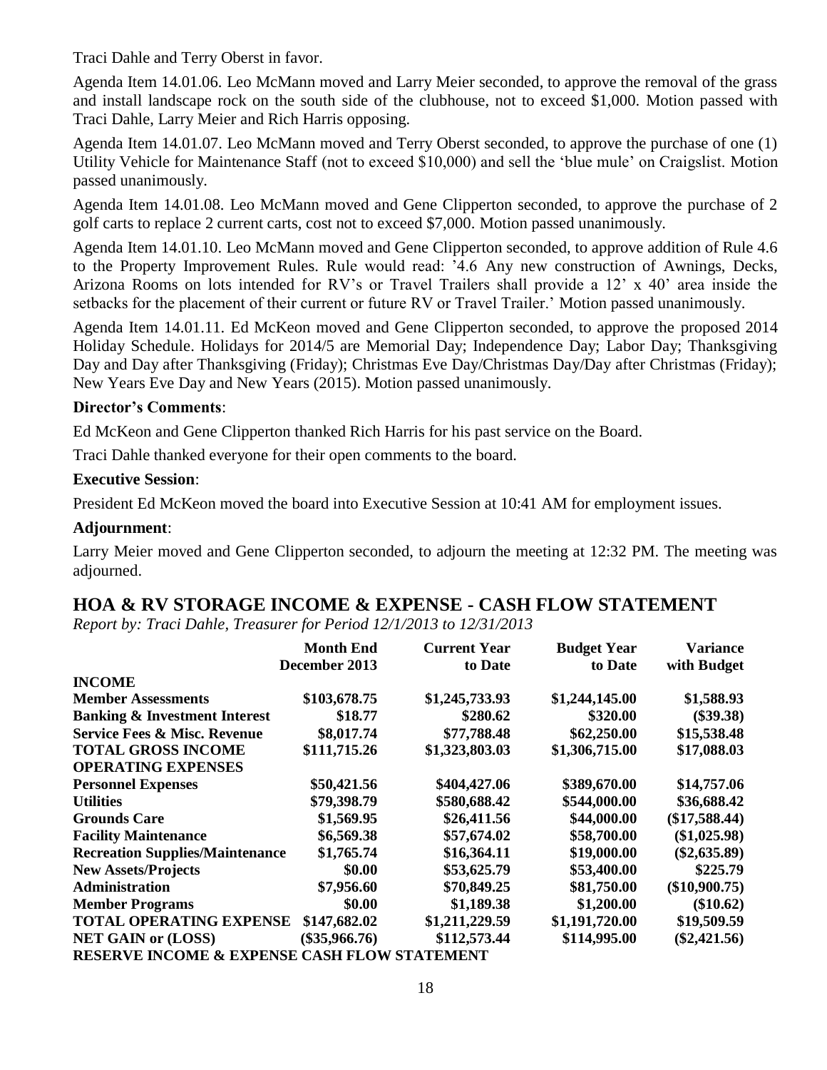Traci Dahle and Terry Oberst in favor.

Agenda Item 14.01.06. Leo McMann moved and Larry Meier seconded, to approve the removal of the grass and install landscape rock on the south side of the clubhouse, not to exceed $1,000. Motion passed with Traci Dahle, Larry Meier and Rich Harris opposing.

Agenda Item 14.01.07. Leo McMann moved and Terry Oberst seconded, to approve the purchase of one (1) Utility Vehicle for Maintenance Staff (not to exceed $10,000) and sell the 'blue mule' on Craigslist. Motion passed unanimously.

Agenda Item 14.01.08. Leo McMann moved and Gene Clipperton seconded, to approve the purchase of 2 golf carts to replace 2 current carts, cost not to exceed $7,000. Motion passed unanimously.

Agenda Item 14.01.10. Leo McMann moved and Gene Clipperton seconded, to approve addition of Rule 4.6 to the Property Improvement Rules. Rule would read: '4.6 Any new construction of Awnings, Decks, Arizona Rooms on lots intended for RV's or Travel Trailers shall provide a 12' x 40' area inside the setbacks for the placement of their current or future RV or Travel Trailer.' Motion passed unanimously.

Agenda Item 14.01.11. Ed McKeon moved and Gene Clipperton seconded, to approve the proposed 2014 Holiday Schedule. Holidays for 2014/5 are Memorial Day; Independence Day; Labor Day; Thanksgiving Day and Day after Thanksgiving (Friday); Christmas Eve Day/Christmas Day/Day after Christmas (Friday); New Years Eve Day and New Years (2015). Motion passed unanimously.

**Director's Comments**:

Ed McKeon and Gene Clipperton thanked Rich Harris for his past service on the Board.

Traci Dahle thanked everyone for their open comments to the board.

**Executive Session**:

President Ed McKeon moved the board into Executive Session at 10:41 AM for employment issues.

**Adjournment**:

Larry Meier moved and Gene Clipperton seconded, to adjourn the meeting at 12:32 PM. The meeting was adjourned.

## HOA & RV STORAGE INCOME & EXPENSE - CASH FLOW STATEMENT

*Report by: Traci Dahle, Treasurer for Period 12/1/2013 to 12/31/2013*

| | Month End December 2013 | Current Year to Date | Budget Year to Date | Variance with Budget |
|---|---|---|---|---|
| **INCOME** | | | | |
| **Member Assessments** | $103,678.75 | $1,245,733.93 | $1,244,145.00 | $1,588.93 |
| **Banking & Investment Interest** | $18.77 | $280.62 | $320.00 | ($39.38) |
| **Service Fees & Misc. Revenue** | $8,017.74 | $77,788.48 | $62,250.00 | $15,538.48 |
| **TOTAL GROSS INCOME** | $111,715.26 | $1,323,803.03 | $1,306,715.00 | $17,088.03 |
| **OPERATING EXPENSES** | | | | |
| **Personnel Expenses** | $50,421.56 | $404,427.06 | $389,670.00 | $14,757.06 |
| **Utilities** | $79,398.79 | $580,688.42 | $544,000.00 | $36,688.42 |
| **Grounds Care** | $1,569.95 | $26,411.56 | $44,000.00 | ($17,588.44) |
| **Facility Maintenance** | $6,569.38 | $57,674.02 | $58,700.00 | ($1,025.98) |
| **Recreation Supplies/Maintenance** | $1,765.74 | $16,364.11 | $19,000.00 | ($2,635.89) |
| **New Assets/Projects** | $0.00 | $53,625.79 | $53,400.00 | $225.79 |
| **Administration** | $7,956.60 | $70,849.25 | $81,750.00 | ($10,900.75) |
| **Member Programs** | $0.00 | $1,189.38 | $1,200.00 | ($10.62) |
| **TOTAL OPERATING EXPENSE** | $147,682.02 | $1,211,229.59 | $1,191,720.00 | $19,509.59 |
| **NET GAIN or (LOSS)** | ($35,966.76) | $112,573.44 | $114,995.00 | ($2,421.56) |

**RESERVE INCOME & EXPENSE CASH FLOW STATEMENT**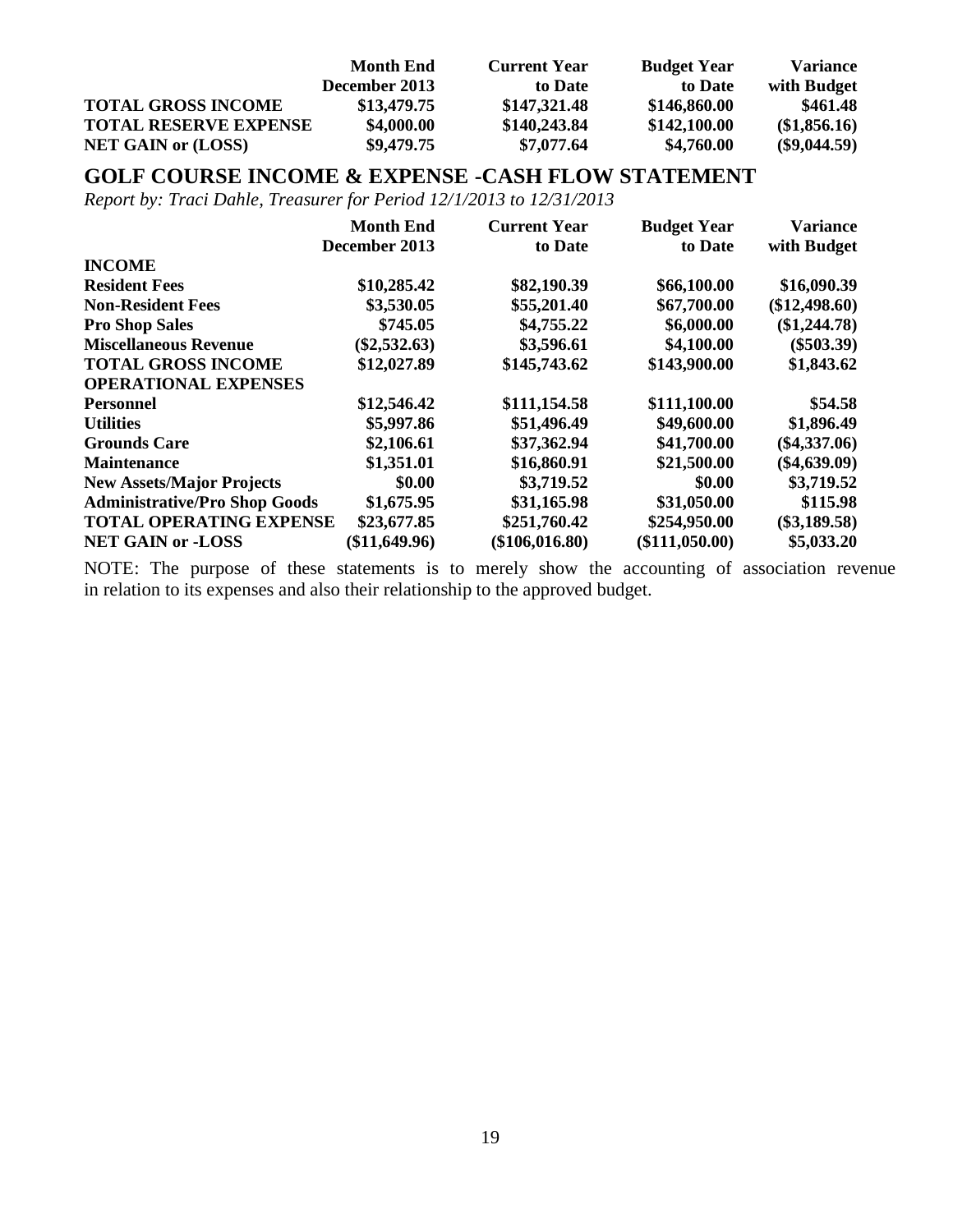| | Month End December 2013 | Current Year to Date | Budget Year to Date | Variance with Budget |
|---|---|---|---|---|
| **TOTAL GROSS INCOME** | **$13,479.75** | **$147,321.48** | **$146,860.00** | **$461.48** |
| **TOTAL RESERVE EXPENSE** | **$4,000.00** | **$140,243.84** | **$142,100.00** | **($1,856.16)** |
| **NET GAIN or (LOSS)** | **$9,479.75** | **$7,077.64** | **$4,760.00** | **($9,044.59)** |

## GOLF COURSE INCOME & EXPENSE -CASH FLOW STATEMENT

*Report by: Traci Dahle, Treasurer for Period 12/1/2013 to 12/31/2013*

| | Month End December 2013 | Current Year to Date | Budget Year to Date | Variance with Budget |
|---|---|---|---|---|
| **INCOME** | | | | |
| **Resident Fees** | **$10,285.42** | **$82,190.39** | **$66,100.00** | **$16,090.39** |
| **Non-Resident Fees** | **$3,530.05** | **$55,201.40** | **$67,700.00** | **($12,498.60)** |
| **Pro Shop Sales** | **$745.05** | **$4,755.22** | **$6,000.00** | **($1,244.78)** |
| **Miscellaneous Revenue** | **($2,532.63)** | **$3,596.61** | **$4,100.00** | **($503.39)** |
| **TOTAL GROSS INCOME** | **$12,027.89** | **$145,743.62** | **$143,900.00** | **$1,843.62** |
| **OPERATIONAL EXPENSES** | | | | |
| **Personnel** | **$12,546.42** | **$111,154.58** | **$111,100.00** | **$54.58** |
| **Utilities** | **$5,997.86** | **$51,496.49** | **$49,600.00** | **$1,896.49** |
| **Grounds Care** | **$2,106.61** | **$37,362.94** | **$41,700.00** | **($4,337.06)** |
| **Maintenance** | **$1,351.01** | **$16,860.91** | **$21,500.00** | **($4,639.09)** |
| **New Assets/Major Projects** | **$0.00** | **$3,719.52** | **$0.00** | **$3,719.52** |
| **Administrative/Pro Shop Goods** | **$1,675.95** | **$31,165.98** | **$31,050.00** | **$115.98** |
| **TOTAL OPERATING EXPENSE** | **$23,677.85** | **$251,760.42** | **$254,950.00** | **($3,189.58)** |
| **NET GAIN or -LOSS** | **($11,649.96)** | **($106,016.80)** | **($111,050.00)** | **$5,033.20** |

NOTE: The purpose of these statements is to merely show the accounting of association revenue in relation to its expenses and also their relationship to the approved budget.